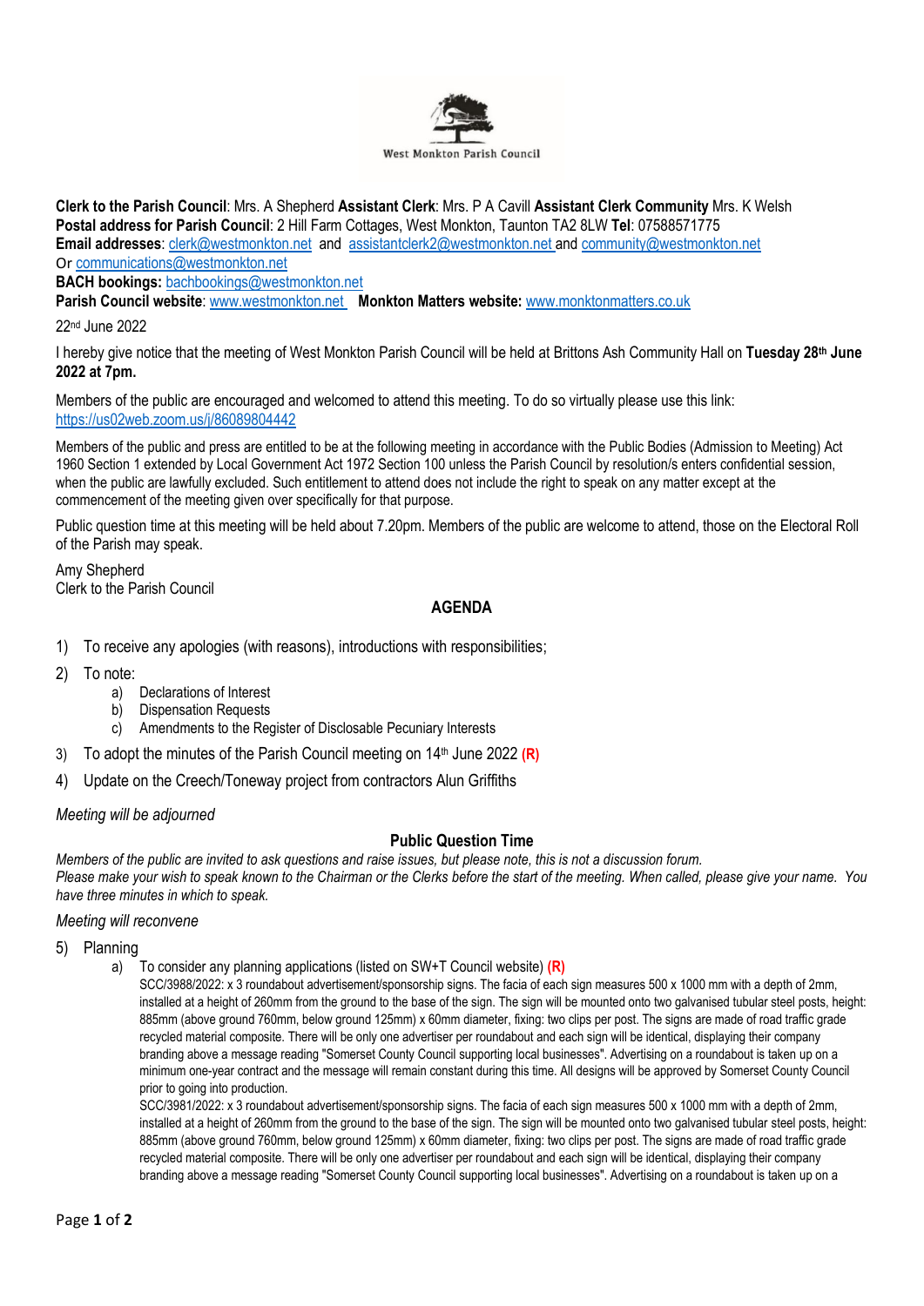West Monkton Parish Council

**Clerk to the Parish Council**: Mrs. A Shepherd **Assistant Clerk**: Mrs. P A Cavill **Assistant Clerk Community** Mrs. K Welsh
**Postal address for Parish Council**: 2 Hill Farm Cottages, West Monkton, Taunton TA2 8LW **Tel**: 07588571775
**Email addresses**: clerk@westmonkton.net and assistantclerk2@westmonkton.net and community@westmonkton.net
Or communications@westmonkton.net
**BACH bookings:** bachbookings@westmonkton.net
**Parish Council website**: www.westmonkton.net **Monkton Matters website:** www.monktonmatters.co.uk

22nd June 2022

I hereby give notice that the meeting of West Monkton Parish Council will be held at Brittons Ash Community Hall on **Tuesday 28th June 2022 at 7pm.**

Members of the public are encouraged and welcomed to attend this meeting. To do so virtually please use this link: https://us02web.zoom.us/j/86089804442

Members of the public and press are entitled to be at the following meeting in accordance with the Public Bodies (Admission to Meeting) Act 1960 Section 1 extended by Local Government Act 1972 Section 100 unless the Parish Council by resolution/s enters confidential session, when the public are lawfully excluded. Such entitlement to attend does not include the right to speak on any matter except at the commencement of the meeting given over specifically for that purpose.

Public question time at this meeting will be held about 7.20pm. Members of the public are welcome to attend, those on the Electoral Roll of the Parish may speak.

Amy Shepherd
Clerk to the Parish Council

## AGENDA

1) To receive any apologies (with reasons), introductions with responsibilities;
2) To note:
   a) Declarations of Interest
   b) Dispensation Requests
   c) Amendments to the Register of Disclosable Pecuniary Interests
3) To adopt the minutes of the Parish Council meeting on 14th June 2022 **(R)**
4) Update on the Creech/Toneway project from contractors Alun Griffiths

*Meeting will be adjourned*

### Public Question Time

*Members of the public are invited to ask questions and raise issues, but please note, this is not a discussion forum.*
*Please make your wish to speak known to the Chairman or the Clerks before the start of the meeting. When called, please give your name. You have three minutes in which to speak.*

*Meeting will reconvene*

5) Planning
   a) To consider any planning applications (listed on SW+T Council website) **(R)**

      SCC/3988/2022: x 3 roundabout advertisement/sponsorship signs. The facia of each sign measures 500 x 1000 mm with a depth of 2mm, installed at a height of 260mm from the ground to the base of the sign. The sign will be mounted onto two galvanised tubular steel posts, height: 885mm (above ground 760mm, below ground 125mm) x 60mm diameter, fixing: two clips per post. The signs are made of road traffic grade recycled material composite. There will be only one advertiser per roundabout and each sign will be identical, displaying their company branding above a message reading "Somerset County Council supporting local businesses". Advertising on a roundabout is taken up on a minimum one-year contract and the message will remain constant during this time. All designs will be approved by Somerset County Council prior to going into production.

      SCC/3981/2022: x 3 roundabout advertisement/sponsorship signs. The facia of each sign measures 500 x 1000 mm with a depth of 2mm, installed at a height of 260mm from the ground to the base of the sign. The sign will be mounted onto two galvanised tubular steel posts, height: 885mm (above ground 760mm, below ground 125mm) x 60mm diameter, fixing: two clips per post. The signs are made of road traffic grade recycled material composite. There will be only one advertiser per roundabout and each sign will be identical, displaying their company branding above a message reading "Somerset County Council supporting local businesses". Advertising on a roundabout is taken up on a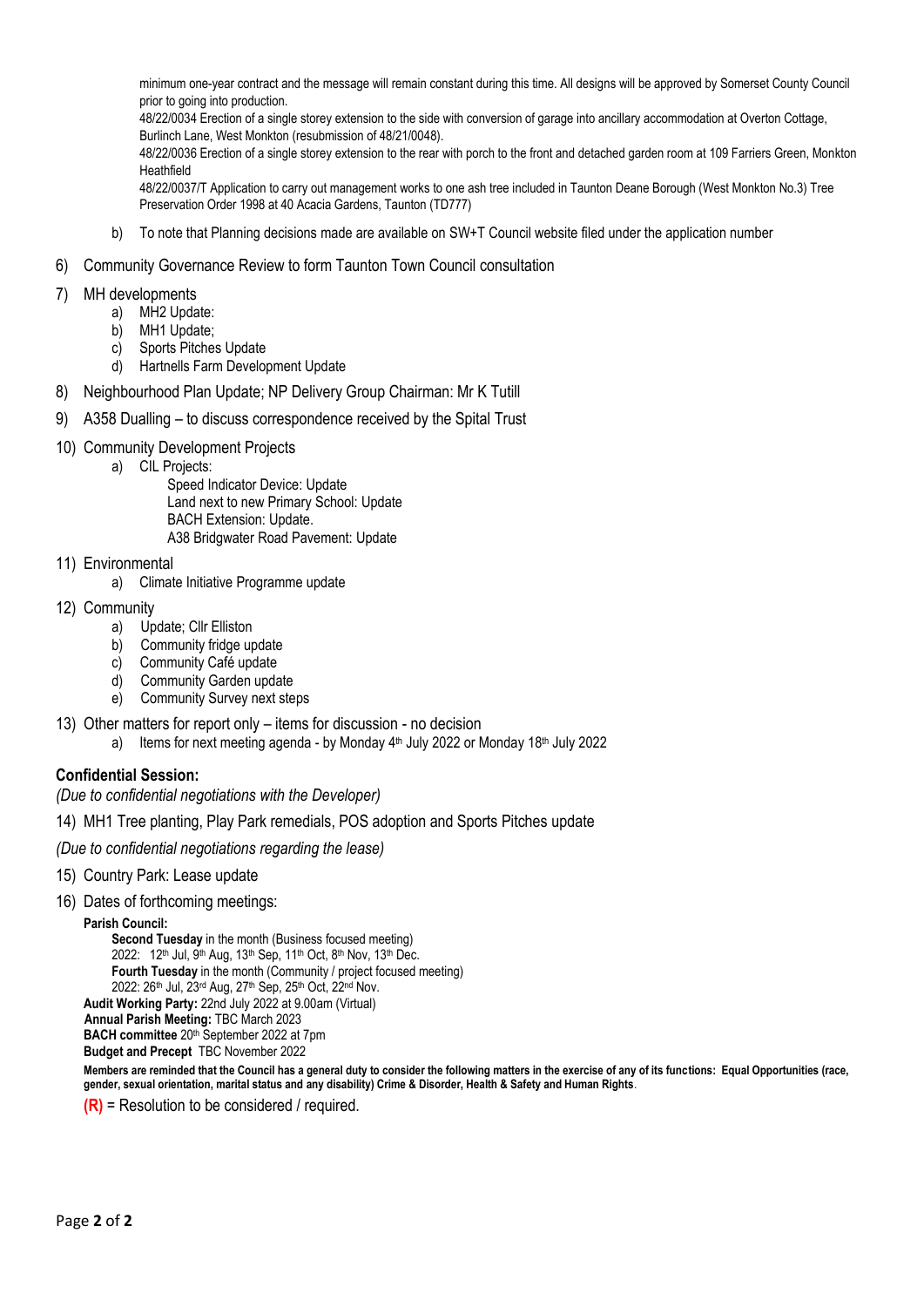minimum one-year contract and the message will remain constant during this time. All designs will be approved by Somerset County Council prior to going into production.

48/22/0034 Erection of a single storey extension to the side with conversion of garage into ancillary accommodation at Overton Cottage, Burlinch Lane, West Monkton (resubmission of 48/21/0048).

48/22/0036 Erection of a single storey extension to the rear with porch to the front and detached garden room at 109 Farriers Green, Monkton Heathfield

48/22/0037/T Application to carry out management works to one ash tree included in Taunton Deane Borough (West Monkton No.3) Tree Preservation Order 1998 at 40 Acacia Gardens, Taunton (TD777)

   b) To note that Planning decisions made are available on SW+T Council website filed under the application number

6) Community Governance Review to form Taunton Town Council consultation

7) MH developments
   a) MH2 Update:
   b) MH1 Update;
   c) Sports Pitches Update
   d) Hartnells Farm Development Update

8) Neighbourhood Plan Update; NP Delivery Group Chairman: Mr K Tutill

9) A358 Dualling – to discuss correspondence received by the Spital Trust

10) Community Development Projects
   a) CIL Projects:
      Speed Indicator Device: Update
      Land next to new Primary School: Update
      BACH Extension: Update.
      A38 Bridgwater Road Pavement: Update

11) Environmental
   a) Climate Initiative Programme update

12) Community
   a) Update; Cllr Elliston
   b) Community fridge update
   c) Community Café update
   d) Community Garden update
   e) Community Survey next steps

13) Other matters for report only – items for discussion - no decision
   a) Items for next meeting agenda - by Monday 4th July 2022 or Monday 18th July 2022

### Confidential Session:

*(Due to confidential negotiations with the Developer)*

14) MH1 Tree planting, Play Park remedials, POS adoption and Sports Pitches update

*(Due to confidential negotiations regarding the lease)*

15) Country Park: Lease update

16) Dates of forthcoming meetings:

**Parish Council:**

**Second Tuesday** in the month (Business focused meeting)
2022: 12th Jul, 9th Aug, 13th Sep, 11th Oct, 8th Nov, 13th Dec.
**Fourth Tuesday** in the month (Community / project focused meeting)
2022: 26th Jul, 23rd Aug, 27th Sep, 25th Oct, 22nd Nov.

**Audit Working Party:** 22nd July 2022 at 9.00am (Virtual)
**Annual Parish Meeting:** TBC March 2023
**BACH committee** 20th September 2022 at 7pm
**Budget and Precept** TBC November 2022

**Members are reminded that the Council has a general duty to consider the following matters in the exercise of any of its functions: Equal Opportunities (race, gender, sexual orientation, marital status and any disability) Crime & Disorder, Health & Safety and Human Rights**.

**(R)** = Resolution to be considered / required.